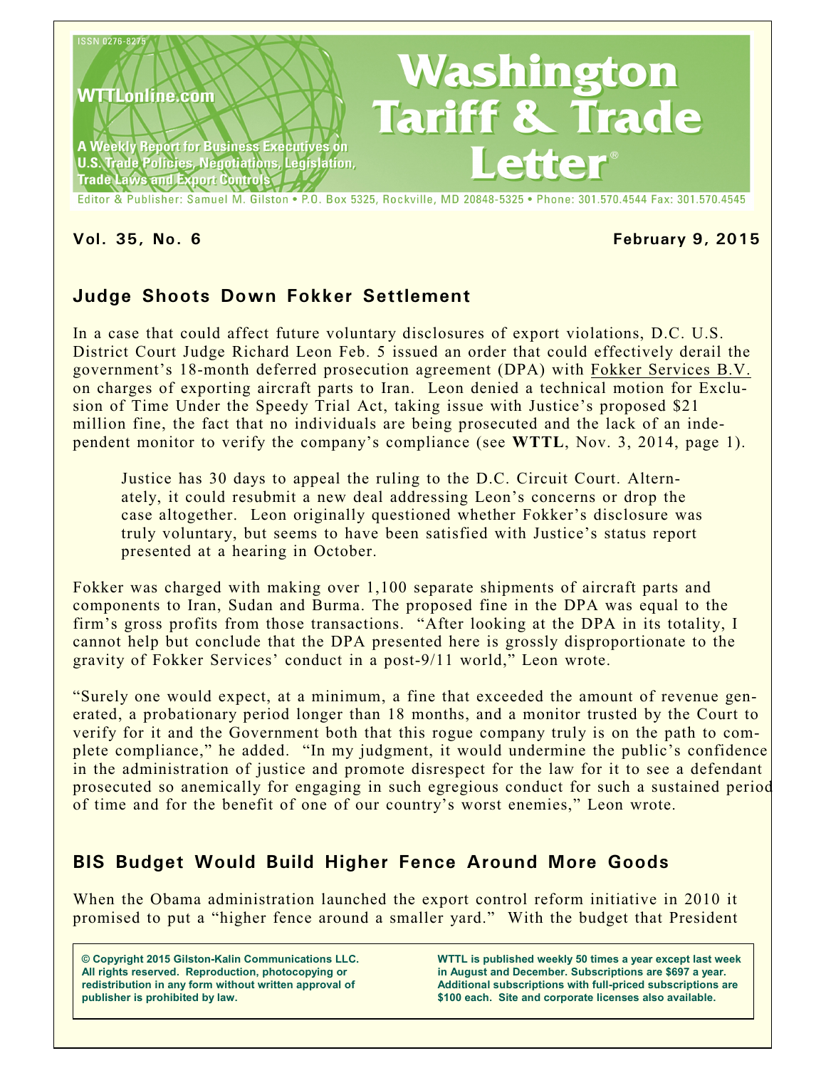ISSN 0276-8275

WTTLonline.com

A Weekly Report for Business Executives on U.S. Trade Policies, Negotiations, Legislation, Trade Laws and Export Controls

# Washington Tariff & Trade Letter®

Editor & Publisher: Samuel M. Gilston • P.O. Box 5325, Rockville, MD 20848-5325 • Phone: 301.570.4544 Fax: 301.570.4545

**Vol. 35, No. 6** **February 9, 2015**

## Judge Shoots Down Fokker Settlement

In a case that could affect future voluntary disclosures of export violations, D.C. U.S. District Court Judge Richard Leon Feb. 5 issued an order that could effectively derail the government's 18-month deferred prosecution agreement (DPA) with Fokker Services B.V. on charges of exporting aircraft parts to Iran. Leon denied a technical motion for Exclusion of Time Under the Speedy Trial Act, taking issue with Justice's proposed $21 million fine, the fact that no individuals are being prosecuted and the lack of an independent monitor to verify the company's compliance (see **WTTL**, Nov. 3, 2014, page 1).

> Justice has 30 days to appeal the ruling to the D.C. Circuit Court. Alternately, it could resubmit a new deal addressing Leon's concerns or drop the case altogether. Leon originally questioned whether Fokker's disclosure was truly voluntary, but seems to have been satisfied with Justice's status report presented at a hearing in October.

Fokker was charged with making over 1,100 separate shipments of aircraft parts and components to Iran, Sudan and Burma. The proposed fine in the DPA was equal to the firm's gross profits from those transactions. "After looking at the DPA in its totality, I cannot help but conclude that the DPA presented here is grossly disproportionate to the gravity of Fokker Services' conduct in a post-9/11 world," Leon wrote.

"Surely one would expect, at a minimum, a fine that exceeded the amount of revenue generated, a probationary period longer than 18 months, and a monitor trusted by the Court to verify for it and the Government both that this rogue company truly is on the path to complete compliance," he added. "In my judgment, it would undermine the public's confidence in the administration of justice and promote disrespect for the law for it to see a defendant prosecuted so anemically for engaging in such egregious conduct for such a sustained period of time and for the benefit of one of our country's worst enemies," Leon wrote.

## BIS Budget Would Build Higher Fence Around More Goods

When the Obama administration launched the export control reform initiative in 2010 it promised to put a "higher fence around a smaller yard." With the budget that President

**© Copyright 2015 Gilston-Kalin Communications LLC. All rights reserved. Reproduction, photocopying or redistribution in any form without written approval of publisher is prohibited by law.**

**WTTL is published weekly 50 times a year except last week in August and December. Subscriptions are $697 a year. Additional subscriptions with full-priced subscriptions are $100 each. Site and corporate licenses also available.**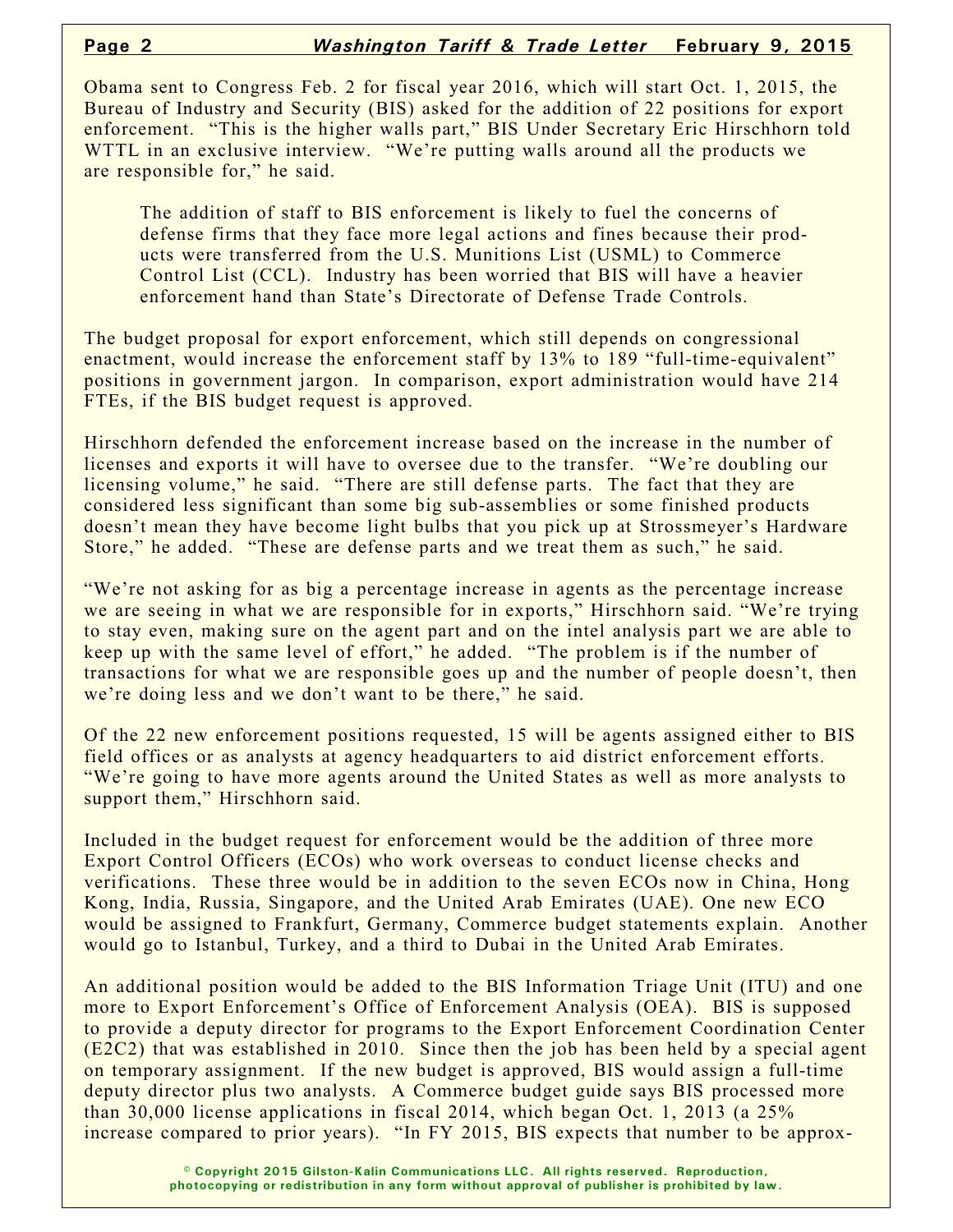Obama sent to Congress Feb. 2 for fiscal year 2016, which will start Oct. 1, 2015, the Bureau of Industry and Security (BIS) asked for the addition of 22 positions for export enforcement. "This is the higher walls part," BIS Under Secretary Eric Hirschhorn told WTTL in an exclusive interview. "We're putting walls around all the products we are responsible for," he said.

> The addition of staff to BIS enforcement is likely to fuel the concerns of defense firms that they face more legal actions and fines because their products were transferred from the U.S. Munitions List (USML) to Commerce Control List (CCL). Industry has been worried that BIS will have a heavier enforcement hand than State's Directorate of Defense Trade Controls.

The budget proposal for export enforcement, which still depends on congressional enactment, would increase the enforcement staff by 13% to 189 "full-time-equivalent" positions in government jargon. In comparison, export administration would have 214 FTEs, if the BIS budget request is approved.

Hirschhorn defended the enforcement increase based on the increase in the number of licenses and exports it will have to oversee due to the transfer. "We're doubling our licensing volume," he said. "There are still defense parts. The fact that they are considered less significant than some big sub-assemblies or some finished products doesn't mean they have become light bulbs that you pick up at Strossmeyer's Hardware Store," he added. "These are defense parts and we treat them as such," he said.

"We're not asking for as big a percentage increase in agents as the percentage increase we are seeing in what we are responsible for in exports," Hirschhorn said. "We're trying to stay even, making sure on the agent part and on the intel analysis part we are able to keep up with the same level of effort," he added. "The problem is if the number of transactions for what we are responsible goes up and the number of people doesn't, then we're doing less and we don't want to be there," he said.

Of the 22 new enforcement positions requested, 15 will be agents assigned either to BIS field offices or as analysts at agency headquarters to aid district enforcement efforts. "We're going to have more agents around the United States as well as more analysts to support them," Hirschhorn said.

Included in the budget request for enforcement would be the addition of three more Export Control Officers (ECOs) who work overseas to conduct license checks and verifications. These three would be in addition to the seven ECOs now in China, Hong Kong, India, Russia, Singapore, and the United Arab Emirates (UAE). One new ECO would be assigned to Frankfurt, Germany, Commerce budget statements explain. Another would go to Istanbul, Turkey, and a third to Dubai in the United Arab Emirates.

An additional position would be added to the BIS Information Triage Unit (ITU) and one more to Export Enforcement's Office of Enforcement Analysis (OEA). BIS is supposed to provide a deputy director for programs to the Export Enforcement Coordination Center (E2C2) that was established in 2010. Since then the job has been held by a special agent on temporary assignment. If the new budget is approved, BIS would assign a full-time deputy director plus two analysts. A Commerce budget guide says BIS processed more than 30,000 license applications in fiscal 2014, which began Oct. 1, 2013 (a 25% increase compared to prior years). "In FY 2015, BIS expects that number to be approx-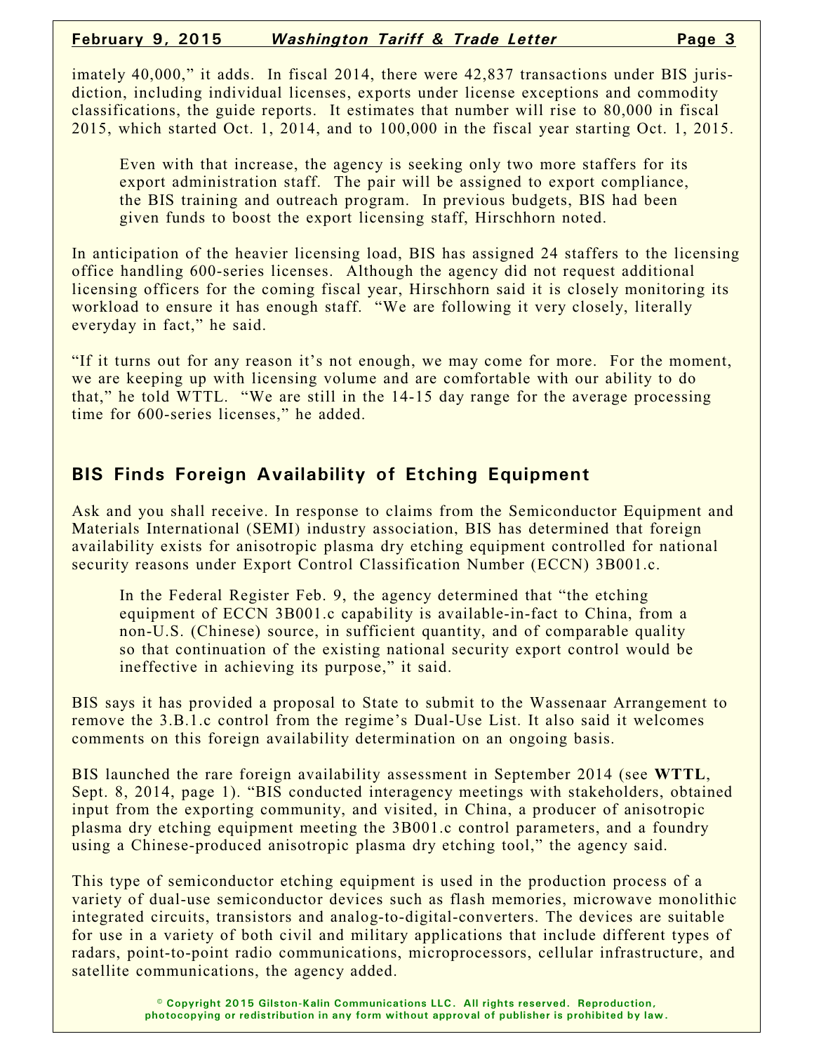imately 40,000," it adds. In fiscal 2014, there were 42,837 transactions under BIS jurisdiction, including individual licenses, exports under license exceptions and commodity classifications, the guide reports. It estimates that number will rise to 80,000 in fiscal 2015, which started Oct. 1, 2014, and to 100,000 in the fiscal year starting Oct. 1, 2015.

> Even with that increase, the agency is seeking only two more staffers for its export administration staff. The pair will be assigned to export compliance, the BIS training and outreach program. In previous budgets, BIS had been given funds to boost the export licensing staff, Hirschhorn noted.

In anticipation of the heavier licensing load, BIS has assigned 24 staffers to the licensing office handling 600-series licenses. Although the agency did not request additional licensing officers for the coming fiscal year, Hirschhorn said it is closely monitoring its workload to ensure it has enough staff. "We are following it very closely, literally everyday in fact," he said.

"If it turns out for any reason it's not enough, we may come for more. For the moment, we are keeping up with licensing volume and are comfortable with our ability to do that," he told WTTL. "We are still in the 14-15 day range for the average processing time for 600-series licenses," he added.

## BIS Finds Foreign Availability of Etching Equipment

Ask and you shall receive. In response to claims from the Semiconductor Equipment and Materials International (SEMI) industry association, BIS has determined that foreign availability exists for anisotropic plasma dry etching equipment controlled for national security reasons under Export Control Classification Number (ECCN) 3B001.c.

> In the Federal Register Feb. 9, the agency determined that "the etching equipment of ECCN 3B001.c capability is available-in-fact to China, from a non-U.S. (Chinese) source, in sufficient quantity, and of comparable quality so that continuation of the existing national security export control would be ineffective in achieving its purpose," it said.

BIS says it has provided a proposal to State to submit to the Wassenaar Arrangement to remove the 3.B.1.c control from the regime's Dual-Use List. It also said it welcomes comments on this foreign availability determination on an ongoing basis.

BIS launched the rare foreign availability assessment in September 2014 (see **WTTL**, Sept. 8, 2014, page 1). "BIS conducted interagency meetings with stakeholders, obtained input from the exporting community, and visited, in China, a producer of anisotropic plasma dry etching equipment meeting the 3B001.c control parameters, and a foundry using a Chinese-produced anisotropic plasma dry etching tool," the agency said.

This type of semiconductor etching equipment is used in the production process of a variety of dual-use semiconductor devices such as flash memories, microwave monolithic integrated circuits, transistors and analog-to-digital-converters. The devices are suitable for use in a variety of both civil and military applications that include different types of radars, point-to-point radio communications, microprocessors, cellular infrastructure, and satellite communications, the agency added.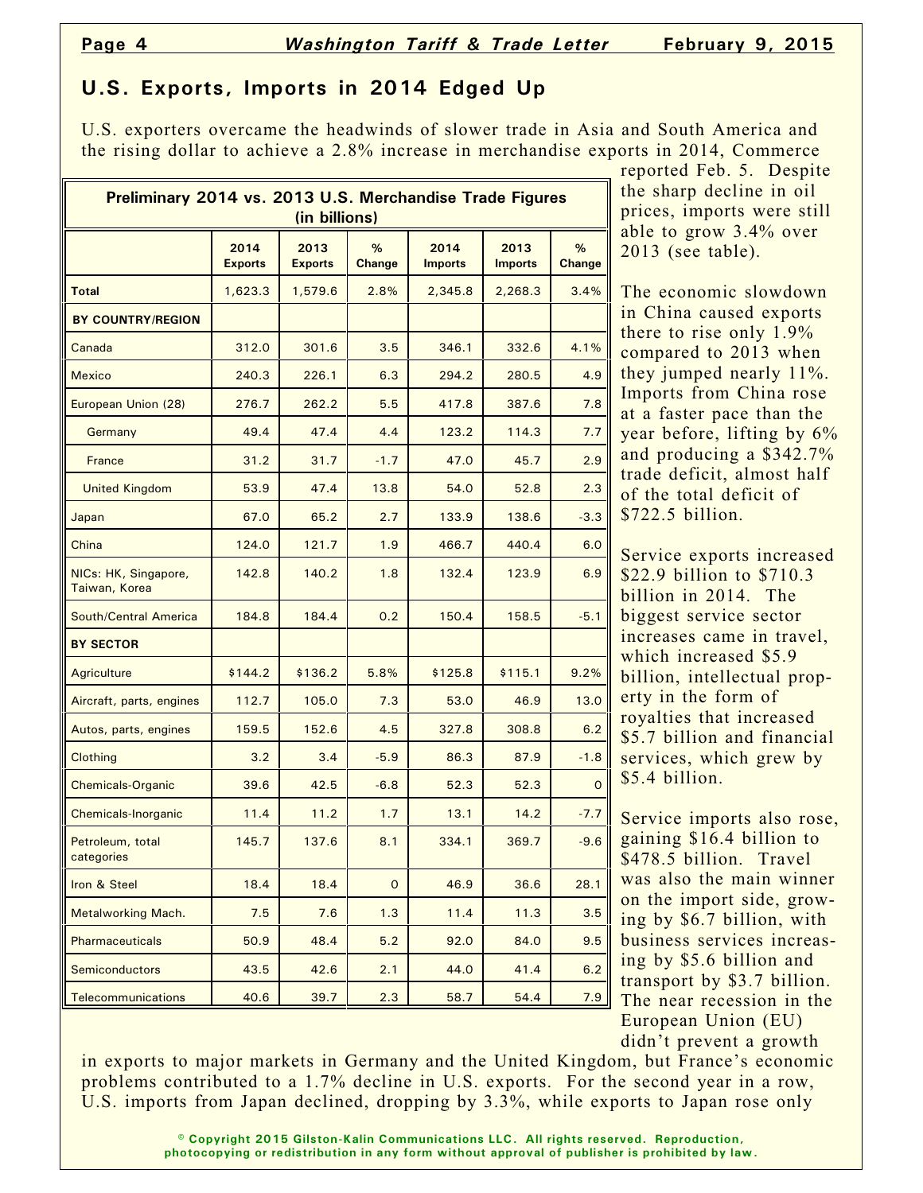## U.S. Exports, Imports in 2014 Edged Up

U.S. exporters overcame the headwinds of slower trade in Asia and South America and the rising dollar to achieve a 2.8% increase in merchandise exports in 2014, Commerce reported Feb. 5. Despite the sharp decline in oil prices, imports were still able to grow 3.4% over 2013 (see table).

| Preliminary 2014 vs. 2013 U.S. Merchandise Trade Figures (in billions) | | | | | | |
|---|---|---|---|---|---|---|
| | 2014 Exports | 2013 Exports | % Change | 2014 Imports | 2013 Imports | % Change |
| **Total** | 1,623.3 | 1,579.6 | 2.8% | 2,345.8 | 2,268.3 | 3.4% |
| **BY COUNTRY/REGION** | | | | | | |
| Canada | 312.0 | 301.6 | 3.5 | 346.1 | 332.6 | 4.1% |
| Mexico | 240.3 | 226.1 | 6.3 | 294.2 | 280.5 | 4.9 |
| European Union (28) | 276.7 | 262.2 | 5.5 | 417.8 | 387.6 | 7.8 |
| Germany | 49.4 | 47.4 | 4.4 | 123.2 | 114.3 | 7.7 |
| France | 31.2 | 31.7 | -1.7 | 47.0 | 45.7 | 2.9 |
| United Kingdom | 53.9 | 47.4 | 13.8 | 54.0 | 52.8 | 2.3 |
| Japan | 67.0 | 65.2 | 2.7 | 133.9 | 138.6 | -3.3 |
| China | 124.0 | 121.7 | 1.9 | 466.7 | 440.4 | 6.0 |
| NICs: HK, Singapore, Taiwan, Korea | 142.8 | 140.2 | 1.8 | 132.4 | 123.9 | 6.9 |
| South/Central America | 184.8 | 184.4 | 0.2 | 150.4 | 158.5 | -5.1 |
| **BY SECTOR** | | | | | | |
| Agriculture | $144.2 | $136.2 | 5.8% | $125.8 | $115.1 | 9.2% |
| Aircraft, parts, engines | 112.7 | 105.0 | 7.3 | 53.0 | 46.9 | 13.0 |
| Autos, parts, engines | 159.5 | 152.6 | 4.5 | 327.8 | 308.8 | 6.2 |
| Clothing | 3.2 | 3.4 | -5.9 | 86.3 | 87.9 | -1.8 |
| Chemicals-Organic | 39.6 | 42.5 | -6.8 | 52.3 | 52.3 | 0 |
| Chemicals-Inorganic | 11.4 | 11.2 | 1.7 | 13.1 | 14.2 | -7.7 |
| Petroleum, total categories | 145.7 | 137.6 | 8.1 | 334.1 | 369.7 | -9.6 |
| Iron & Steel | 18.4 | 18.4 | 0 | 46.9 | 36.6 | 28.1 |
| Metalworking Mach. | 7.5 | 7.6 | 1.3 | 11.4 | 11.3 | 3.5 |
| Pharmaceuticals | 50.9 | 48.4 | 5.2 | 92.0 | 84.0 | 9.5 |
| Semiconductors | 43.5 | 42.6 | 2.1 | 44.0 | 41.4 | 6.2 |
| Telecommunications | 40.6 | 39.7 | 2.3 | 58.7 | 54.4 | 7.9 |

The economic slowdown in China caused exports there to rise only 1.9% compared to 2013 when they jumped nearly 11%. Imports from China rose at a faster pace than the year before, lifting by 6% and producing a $342.7% trade deficit, almost half of the total deficit of $722.5 billion.

Service exports increased $22.9 billion to $710.3 billion in 2014. The biggest service sector increases came in travel, which increased $5.9 billion, intellectual property in the form of royalties that increased $5.7 billion and financial services, which grew by $5.4 billion.

Service imports also rose, gaining $16.4 billion to $478.5 billion. Travel was also the main winner on the import side, growing by $6.7 billion, with business services increasing by $5.6 billion and transport by $3.7 billion. The near recession in the European Union (EU) didn't prevent a growth in exports to major markets in Germany and the United Kingdom, but France's economic problems contributed to a 1.7% decline in U.S. exports. For the second year in a row, U.S. imports from Japan declined, dropping by 3.3%, while exports to Japan rose only

© Copyright 2015 Gilston-Kalin Communications LLC. All rights reserved. Reproduction, photocopying or redistribution in any form without approval of publisher is prohibited by law.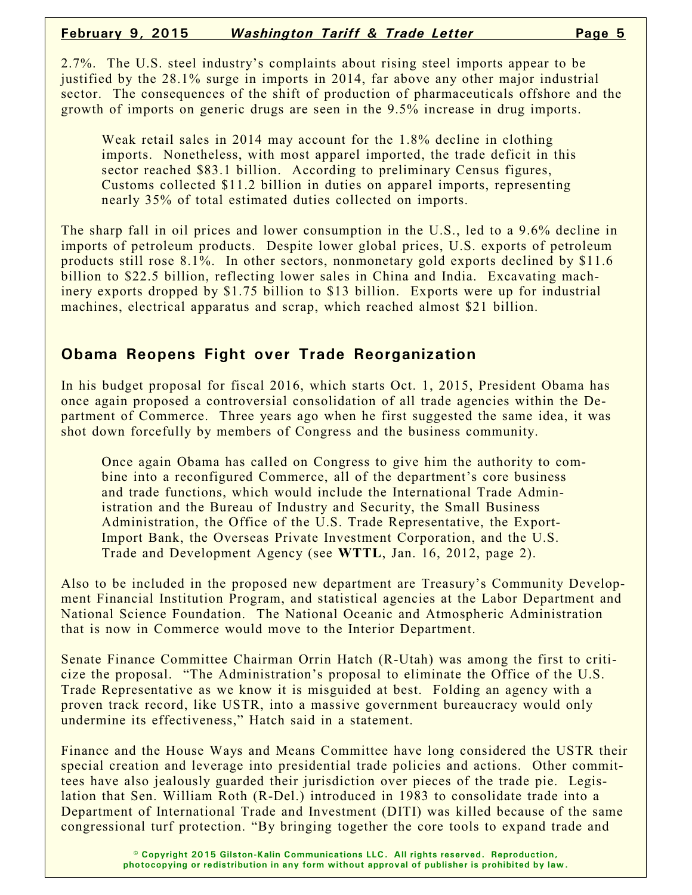2.7%. The U.S. steel industry's complaints about rising steel imports appear to be justified by the 28.1% surge in imports in 2014, far above any other major industrial sector. The consequences of the shift of production of pharmaceuticals offshore and the growth of imports on generic drugs are seen in the 9.5% increase in drug imports.

> Weak retail sales in 2014 may account for the 1.8% decline in clothing imports. Nonetheless, with most apparel imported, the trade deficit in this sector reached $83.1 billion. According to preliminary Census figures, Customs collected $11.2 billion in duties on apparel imports, representing nearly 35% of total estimated duties collected on imports.

The sharp fall in oil prices and lower consumption in the U.S., led to a 9.6% decline in imports of petroleum products. Despite lower global prices, U.S. exports of petroleum products still rose 8.1%. In other sectors, nonmonetary gold exports declined by $11.6 billion to $22.5 billion, reflecting lower sales in China and India. Excavating machinery exports dropped by $1.75 billion to $13 billion. Exports were up for industrial machines, electrical apparatus and scrap, which reached almost $21 billion.

## Obama Reopens Fight over Trade Reorganization

In his budget proposal for fiscal 2016, which starts Oct. 1, 2015, President Obama has once again proposed a controversial consolidation of all trade agencies within the Department of Commerce. Three years ago when he first suggested the same idea, it was shot down forcefully by members of Congress and the business community.

> Once again Obama has called on Congress to give him the authority to combine into a reconfigured Commerce, all of the department's core business and trade functions, which would include the International Trade Administration and the Bureau of Industry and Security, the Small Business Administration, the Office of the U.S. Trade Representative, the Export-Import Bank, the Overseas Private Investment Corporation, and the U.S. Trade and Development Agency (see **WTTL**, Jan. 16, 2012, page 2).

Also to be included in the proposed new department are Treasury's Community Development Financial Institution Program, and statistical agencies at the Labor Department and National Science Foundation. The National Oceanic and Atmospheric Administration that is now in Commerce would move to the Interior Department.

Senate Finance Committee Chairman Orrin Hatch (R-Utah) was among the first to criticize the proposal. "The Administration's proposal to eliminate the Office of the U.S. Trade Representative as we know it is misguided at best. Folding an agency with a proven track record, like USTR, into a massive government bureaucracy would only undermine its effectiveness," Hatch said in a statement.

Finance and the House Ways and Means Committee have long considered the USTR their special creation and leverage into presidential trade policies and actions. Other committees have also jealously guarded their jurisdiction over pieces of the trade pie. Legislation that Sen. William Roth (R-Del.) introduced in 1983 to consolidate trade into a Department of International Trade and Investment (DITI) was killed because of the same congressional turf protection. "By bringing together the core tools to expand trade and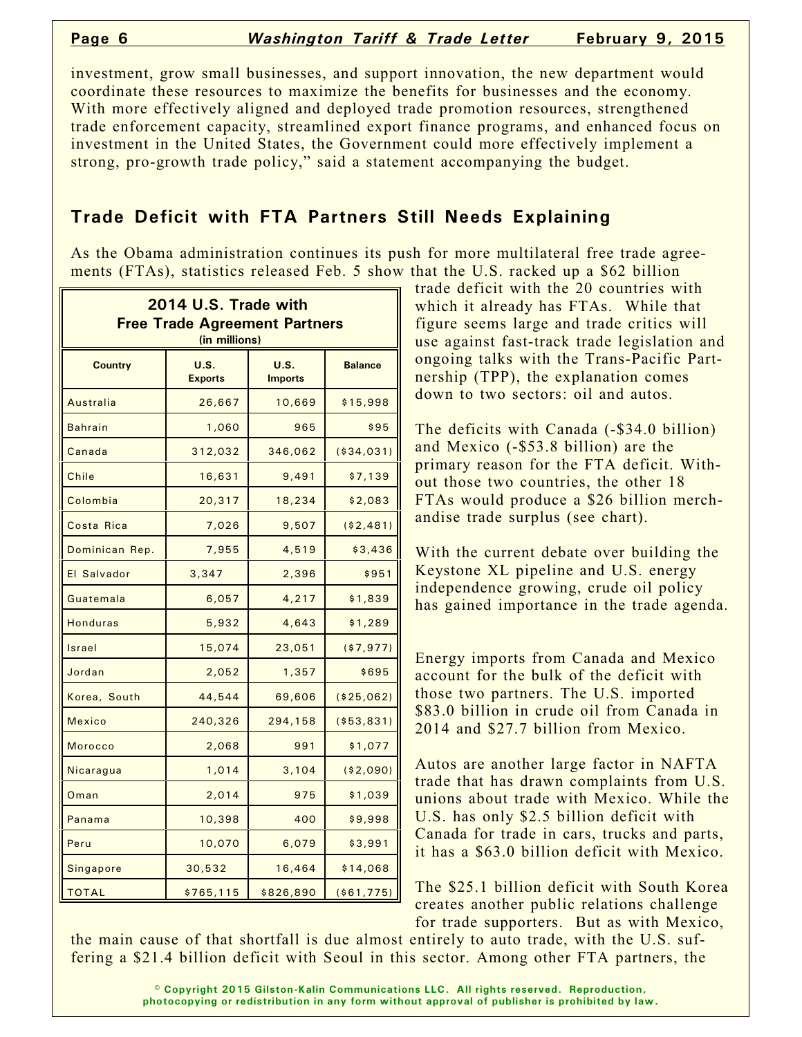investment, grow small businesses, and support innovation, the new department would coordinate these resources to maximize the benefits for businesses and the economy. With more effectively aligned and deployed trade promotion resources, strengthened trade enforcement capacity, streamlined export finance programs, and enhanced focus on investment in the United States, the Government could more effectively implement a strong, pro-growth trade policy," said a statement accompanying the budget.

## Trade Deficit with FTA Partners Still Needs Explaining

As the Obama administration continues its push for more multilateral free trade agreements (FTAs), statistics released Feb. 5 show that the U.S. racked up a $62 billion trade deficit with the 20 countries with which it already has FTAs. While that figure seems large and trade critics will use against fast-track trade legislation and ongoing talks with the Trans-Pacific Partnership (TPP), the explanation comes down to two sectors: oil and autos.

**2014 U.S. Trade with Free Trade Agreement Partners**
(in millions)

| Country | U.S. Exports | U.S. Imports | Balance |
|---|---|---|---|
| Australia | 26,667 | 10,669 | $15,998 |
| Bahrain | 1,060 | 965 | $95 |
| Canada | 312,032 | 346,062 | ($34,031) |
| Chile | 16,631 | 9,491 | $7,139 |
| Colombia | 20,317 | 18,234 | $2,083 |
| Costa Rica | 7,026 | 9,507 | ($2,481) |
| Dominican Rep. | 7,955 | 4,519 | $3,436 |
| El Salvador | 3,347 | 2,396 | $951 |
| Guatemala | 6,057 | 4,217 | $1,839 |
| Honduras | 5,932 | 4,643 | $1,289 |
| Israel | 15,074 | 23,051 | ($7,977) |
| Jordan | 2,052 | 1,357 | $695 |
| Korea, South | 44,544 | 69,606 | ($25,062) |
| Mexico | 240,326 | 294,158 | ($53,831) |
| Morocco | 2,068 | 991 | $1,077 |
| Nicaragua | 1,014 | 3,104 | ($2,090) |
| Oman | 2,014 | 975 | $1,039 |
| Panama | 10,398 | 400 | $9,998 |
| Peru | 10,070 | 6,079 | $3,991 |
| Singapore | 30,532 | 16,464 | $14,068 |
| TOTAL | $765,115 | $826,890 | ($61,775) |

The deficits with Canada (-$34.0 billion) and Mexico (-$53.8 billion) are the primary reason for the FTA deficit. Without those two countries, the other 18 FTAs would produce a $26 billion merchandise trade surplus (see chart).

With the current debate over building the Keystone XL pipeline and U.S. energy independence growing, crude oil policy has gained importance in the trade agenda.

Energy imports from Canada and Mexico account for the bulk of the deficit with those two partners. The U.S. imported $83.0 billion in crude oil from Canada in 2014 and $27.7 billion from Mexico.

Autos are another large factor in NAFTA trade that has drawn complaints from U.S. unions about trade with Mexico. While the U.S. has only $2.5 billion deficit with Canada for trade in cars, trucks and parts, it has a $63.0 billion deficit with Mexico.

The $25.1 billion deficit with South Korea creates another public relations challenge for trade supporters. But as with Mexico, the main cause of that shortfall is due almost entirely to auto trade, with the U.S. suffering a $21.4 billion deficit with Seoul in this sector. Among other FTA partners, the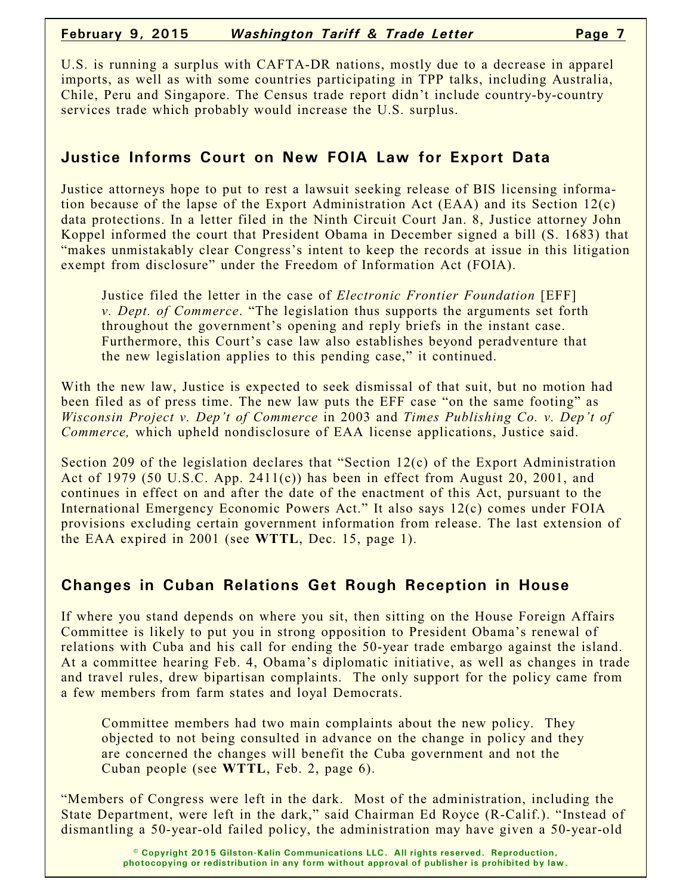U.S. is running a surplus with CAFTA-DR nations, mostly due to a decrease in apparel imports, as well as with some countries participating in TPP talks, including Australia, Chile, Peru and Singapore. The Census trade report didn't include country-by-country services trade which probably would increase the U.S. surplus.

## Justice Informs Court on New FOIA Law for Export Data

Justice attorneys hope to put to rest a lawsuit seeking release of BIS licensing information because of the lapse of the Export Administration Act (EAA) and its Section 12(c) data protections. In a letter filed in the Ninth Circuit Court Jan. 8, Justice attorney John Koppel informed the court that President Obama in December signed a bill (S. 1683) that "makes unmistakably clear Congress's intent to keep the records at issue in this litigation exempt from disclosure" under the Freedom of Information Act (FOIA).

> Justice filed the letter in the case of *Electronic Frontier Foundation* [EFF] *v. Dept. of Commerce*. "The legislation thus supports the arguments set forth throughout the government's opening and reply briefs in the instant case. Furthermore, this Court's case law also establishes beyond peradventure that the new legislation applies to this pending case," it continued.

With the new law, Justice is expected to seek dismissal of that suit, but no motion had been filed as of press time. The new law puts the EFF case "on the same footing" as *Wisconsin Project v. Dep't of Commerce* in 2003 and *Times Publishing Co. v. Dep't of Commerce,* which upheld nondisclosure of EAA license applications, Justice said.

Section 209 of the legislation declares that "Section 12(c) of the Export Administration Act of 1979 (50 U.S.C. App. 2411(c)) has been in effect from August 20, 2001, and continues in effect on and after the date of the enactment of this Act, pursuant to the International Emergency Economic Powers Act." It also says 12(c) comes under FOIA provisions excluding certain government information from release. The last extension of the EAA expired in 2001 (see **WTTL**, Dec. 15, page 1).

## Changes in Cuban Relations Get Rough Reception in House

If where you stand depends on where you sit, then sitting on the House Foreign Affairs Committee is likely to put you in strong opposition to President Obama's renewal of relations with Cuba and his call for ending the 50-year trade embargo against the island. At a committee hearing Feb. 4, Obama's diplomatic initiative, as well as changes in trade and travel rules, drew bipartisan complaints. The only support for the policy came from a few members from farm states and loyal Democrats.

> Committee members had two main complaints about the new policy. They objected to not being consulted in advance on the change in policy and they are concerned the changes will benefit the Cuba government and not the Cuban people (see **WTTL**, Feb. 2, page 6).

"Members of Congress were left in the dark. Most of the administration, including the State Department, were left in the dark," said Chairman Ed Royce (R-Calif.). "Instead of dismantling a 50-year-old failed policy, the administration may have given a 50-year-old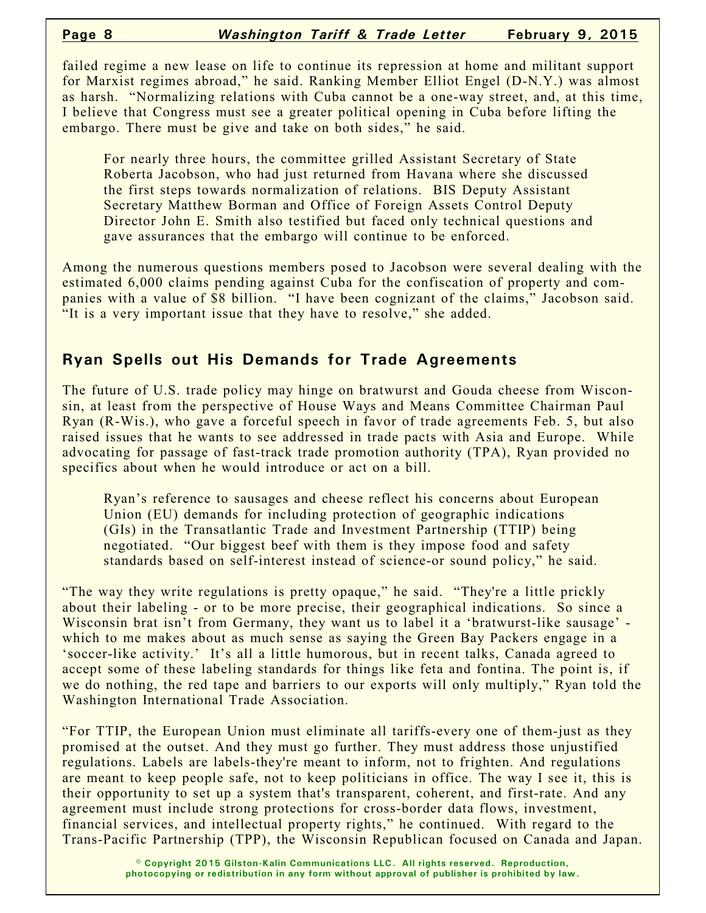failed regime a new lease on life to continue its repression at home and militant support for Marxist regimes abroad," he said. Ranking Member Elliot Engel (D-N.Y.) was almost as harsh. "Normalizing relations with Cuba cannot be a one-way street, and, at this time, I believe that Congress must see a greater political opening in Cuba before lifting the embargo. There must be give and take on both sides," he said.

For nearly three hours, the committee grilled Assistant Secretary of State Roberta Jacobson, who had just returned from Havana where she discussed the first steps towards normalization of relations. BIS Deputy Assistant Secretary Matthew Borman and Office of Foreign Assets Control Deputy Director John E. Smith also testified but faced only technical questions and gave assurances that the embargo will continue to be enforced.

Among the numerous questions members posed to Jacobson were several dealing with the estimated 6,000 claims pending against Cuba for the confiscation of property and companies with a value of $8 billion. "I have been cognizant of the claims," Jacobson said. "It is a very important issue that they have to resolve," she added.

## Ryan Spells out His Demands for Trade Agreements

The future of U.S. trade policy may hinge on bratwurst and Gouda cheese from Wisconsin, at least from the perspective of House Ways and Means Committee Chairman Paul Ryan (R-Wis.), who gave a forceful speech in favor of trade agreements Feb. 5, but also raised issues that he wants to see addressed in trade pacts with Asia and Europe. While advocating for passage of fast-track trade promotion authority (TPA), Ryan provided no specifics about when he would introduce or act on a bill.

Ryan's reference to sausages and cheese reflect his concerns about European Union (EU) demands for including protection of geographic indications (GIs) in the Transatlantic Trade and Investment Partnership (TTIP) being negotiated. "Our biggest beef with them is they impose food and safety standards based on self-interest instead of science-or sound policy," he said.

"The way they write regulations is pretty opaque," he said. "They're a little prickly about their labeling - or to be more precise, their geographical indications. So since a Wisconsin brat isn't from Germany, they want us to label it a 'bratwurst-like sausage' - which to me makes about as much sense as saying the Green Bay Packers engage in a 'soccer-like activity.' It's all a little humorous, but in recent talks, Canada agreed to accept some of these labeling standards for things like feta and fontina. The point is, if we do nothing, the red tape and barriers to our exports will only multiply," Ryan told the Washington International Trade Association.

"For TTIP, the European Union must eliminate all tariffs-every one of them-just as they promised at the outset. And they must go further. They must address those unjustified regulations. Labels are labels-they're meant to inform, not to frighten. And regulations are meant to keep people safe, not to keep politicians in office. The way I see it, this is their opportunity to set up a system that's transparent, coherent, and first-rate. And any agreement must include strong protections for cross-border data flows, investment, financial services, and intellectual property rights," he continued. With regard to the Trans-Pacific Partnership (TPP), the Wisconsin Republican focused on Canada and Japan.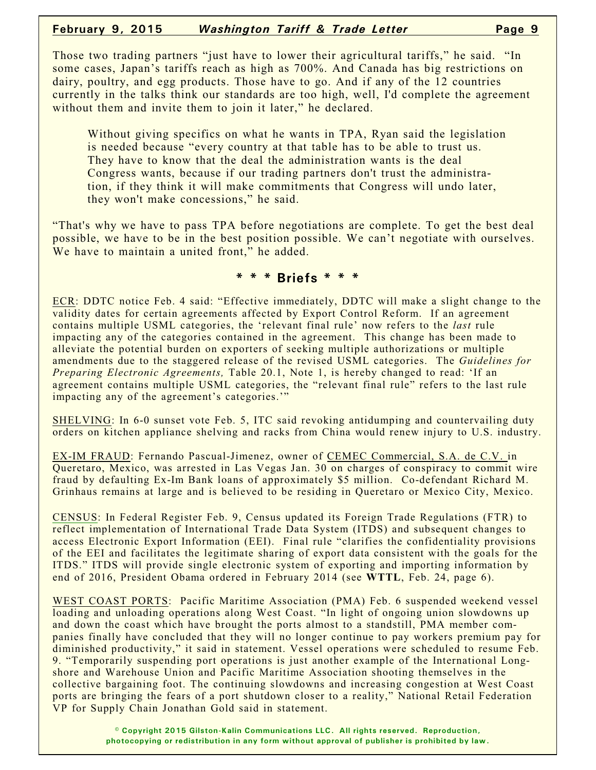Those two trading partners "just have to lower their agricultural tariffs," he said. "In some cases, Japan's tariffs reach as high as 700%. And Canada has big restrictions on dairy, poultry, and egg products. Those have to go. And if any of the 12 countries currently in the talks think our standards are too high, well, I'd complete the agreement without them and invite them to join it later," he declared.

> Without giving specifics on what he wants in TPA, Ryan said the legislation is needed because "every country at that table has to be able to trust us. They have to know that the deal the administration wants is the deal Congress wants, because if our trading partners don't trust the administration, if they think it will make commitments that Congress will undo later, they won't make concessions," he said.

"That's why we have to pass TPA before negotiations are complete. To get the best deal possible, we have to be in the best position possible. We can't negotiate with ourselves. We have to maintain a united front," he added.

## * * * Briefs * * *

ECR: DDTC notice Feb. 4 said: "Effective immediately, DDTC will make a slight change to the validity dates for certain agreements affected by Export Control Reform. If an agreement contains multiple USML categories, the 'relevant final rule' now refers to the *last* rule impacting any of the categories contained in the agreement. This change has been made to alleviate the potential burden on exporters of seeking multiple authorizations or multiple amendments due to the staggered release of the revised USML categories. The *Guidelines for Preparing Electronic Agreements,* Table 20.1, Note 1, is hereby changed to read: 'If an agreement contains multiple USML categories, the "relevant final rule" refers to the last rule impacting any of the agreement's categories.'"

SHELVING: In 6-0 sunset vote Feb. 5, ITC said revoking antidumping and countervailing duty orders on kitchen appliance shelving and racks from China would renew injury to U.S. industry.

EX-IM FRAUD: Fernando Pascual-Jimenez, owner of CEMEC Commercial, S.A. de C.V. in Queretaro, Mexico, was arrested in Las Vegas Jan. 30 on charges of conspiracy to commit wire fraud by defaulting Ex-Im Bank loans of approximately $5 million. Co-defendant Richard M. Grinhaus remains at large and is believed to be residing in Queretaro or Mexico City, Mexico.

CENSUS: In Federal Register Feb. 9, Census updated its Foreign Trade Regulations (FTR) to reflect implementation of International Trade Data System (ITDS) and subsequent changes to access Electronic Export Information (EEI). Final rule "clarifies the confidentiality provisions of the EEI and facilitates the legitimate sharing of export data consistent with the goals for the ITDS." ITDS will provide single electronic system of exporting and importing information by end of 2016, President Obama ordered in February 2014 (see **WTTL**, Feb. 24, page 6).

WEST COAST PORTS: Pacific Maritime Association (PMA) Feb. 6 suspended weekend vessel loading and unloading operations along West Coast. "In light of ongoing union slowdowns up and down the coast which have brought the ports almost to a standstill, PMA member companies finally have concluded that they will no longer continue to pay workers premium pay for diminished productivity," it said in statement. Vessel operations were scheduled to resume Feb. 9. "Temporarily suspending port operations is just another example of the International Longshore and Warehouse Union and Pacific Maritime Association shooting themselves in the collective bargaining foot. The continuing slowdowns and increasing congestion at West Coast ports are bringing the fears of a port shutdown closer to a reality," National Retail Federation VP for Supply Chain Jonathan Gold said in statement.

**© Copyright 2015 Gilston-Kalin Communications LLC. All rights reserved. Reproduction, photocopying or redistribution in any form without approval of publisher is prohibited by law.**